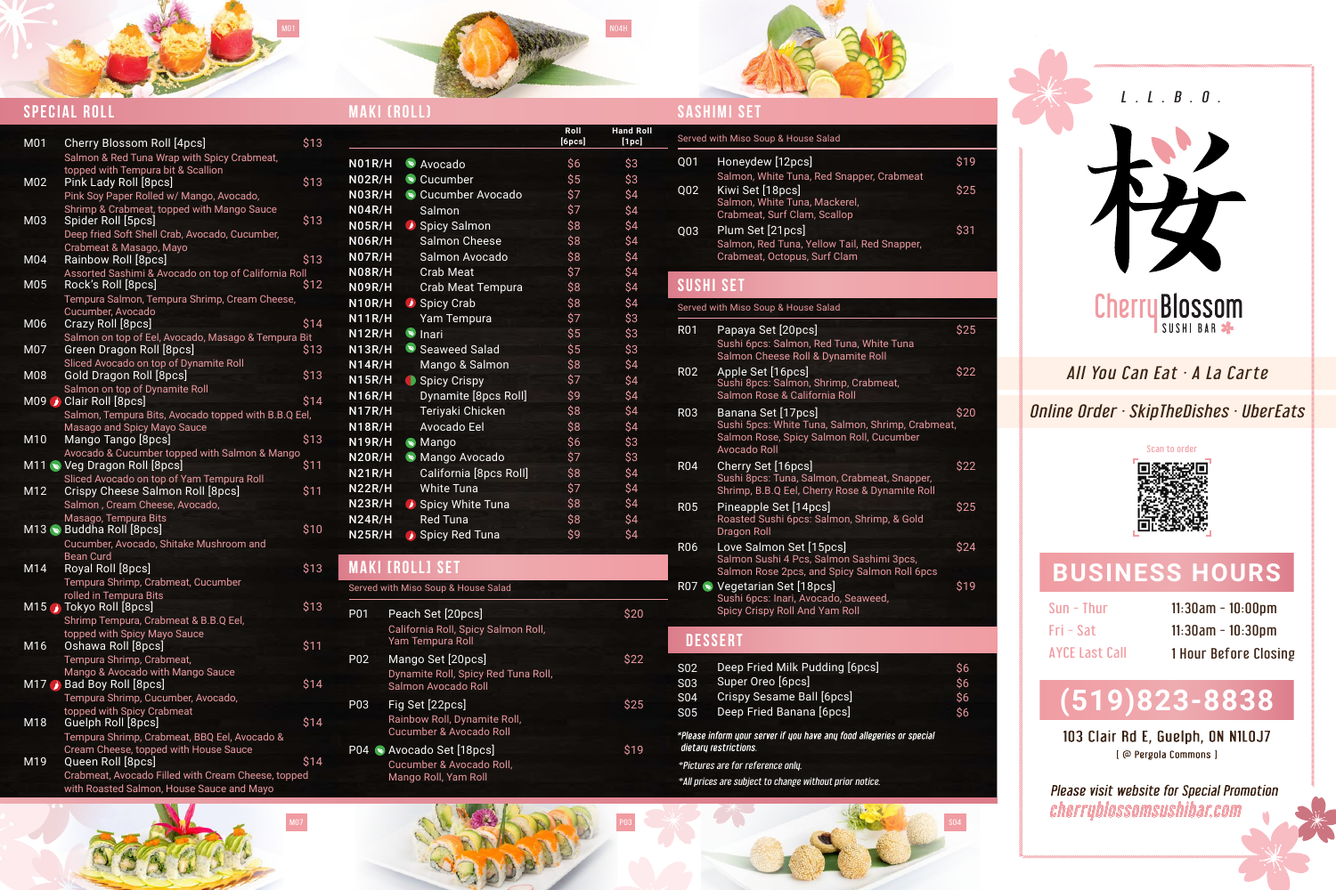## SPECIAL ROLL

| Code | Item | Price |
|---|---|---|
| M01 | Cherry Blossom Roll [4pcs]<br>Salmon & Red Tuna Wrap with Spicy Crabmeat, topped with Tempura bit & Scallion | $13 |
| M02 | Pink Lady Roll [8pcs]<br>Pink Soy Paper Rolled w/ Mango, Avocado, Shrimp & Crabmeat, topped with Mango Sauce | $13 |
| M03 | Spider Roll [5pcs]<br>Deep fried Soft Shell Crab, Avocado, Cucumber, Crabmeat & Masago, Mayo | $13 |
| M04 | Rainbow Roll [8pcs]<br>Assorted Sashimi & Avocado on top of California Roll | $13 |
| M05 | Rock's Roll [8pcs]<br>Tempura Salmon, Tempura Shrimp, Cream Cheese, Cucumber, Avocado | $12 |
| M06 | Crazy Roll [8pcs]<br>Salmon on top of Eel, Avocado, Masago & Tempura Bit | $14 |
| M07 | Green Dragon Roll [8pcs]<br>Sliced Avocado on top of Dynamite Roll | $13 |
| M08 | Gold Dragon Roll [8pcs]<br>Salmon on top of Dynamite Roll | $13 |
| M09 | Clair Roll [8pcs]<br>Salmon, Tempura Bits, Avocado topped with B.B.Q Eel, Masago and Spicy Mayo Sauce | $14 |
| M10 | Mango Tango [8pcs]<br>Avocado & Cucumber topped with Salmon & Mango | $13 |
| M11 | Veg Dragon Roll [8pcs]<br>Sliced Avocado on top of Yam Tempura Roll | $11 |
| M12 | Crispy Cheese Salmon Roll [8pcs]<br>Salmon , Cream Cheese, Avocado, Masago, Tempura Bits | $11 |
| M13 | Buddha Roll [8pcs]<br>Cucumber, Avocado, Shitake Mushroom and Bean Curd | $10 |
| M14 | Royal Roll [8pcs]<br>Tempura Shrimp, Crabmeat, Cucumber rolled in Tempura Bits | $13 |
| M15 | Tokyo Roll [8pcs]<br>Shrimp Tempura, Crabmeat & B.B.Q Eel, topped with Spicy Mayo Sauce | $13 |
| M16 | Oshawa Roll [8pcs]<br>Tempura Shrimp, Crabmeat, Mango & Avocado with Mango Sauce | $11 |
| M17 | Bad Boy Roll [8pcs]<br>Tempura Shrimp, Cucumber, Avocado, topped with Spicy Crabmeat | $14 |
| M18 | Guelph Roll [8pcs]<br>Tempura Shrimp, Crabmeat, BBQ Eel, Avocado & Cream Cheese, topped with House Sauce | $14 |
| M19 | Queen Roll [8pcs]<br>Crabmeat, Avocado Filled with Cream Cheese, topped with Roasted Salmon, House Sauce and Mayo | $14 |

## MAKI (ROLL)

| Code | Item | Roll [6pcs] | Hand Roll [1pc] |
|---|---|---|---|
| N01R/H | Avocado | $6 | $3 |
| N02R/H | Cucumber | $5 | $3 |
| N03R/H | Cucumber Avocado | $7 | $4 |
| N04R/H | Salmon | $7 | $4 |
| N05R/H | Spicy Salmon | $8 | $4 |
| N06R/H | Salmon Cheese | $8 | $4 |
| N07R/H | Salmon Avocado | $8 | $4 |
| N08R/H | Crab Meat | $7 | $4 |
| N09R/H | Crab Meat Tempura | $8 | $4 |
| N10R/H | Spicy Crab | $8 | $4 |
| N11R/H | Yam Tempura | $7 | $3 |
| N12R/H | Inari | $5 | $3 |
| N13R/H | Seaweed Salad | $5 | $3 |
| N14R/H | Mango & Salmon | $8 | $4 |
| N15R/H | Spicy Crispy | $7 | $4 |
| N16R/H | Dynamite [8pcs Roll] | $9 | $4 |
| N17R/H | Teriyaki Chicken | $8 | $4 |
| N18R/H | Avocado Eel | $8 | $4 |
| N19R/H | Mango | $6 | $3 |
| N20R/H | Mango Avocado | $7 | $3 |
| N21R/H | California [8pcs Roll] | $8 | $4 |
| N22R/H | White Tuna | $7 | $4 |
| N23R/H | Spicy White Tuna | $8 | $4 |
| N24R/H | Red Tuna | $8 | $4 |
| N25R/H | Spicy Red Tuna | $9 | $4 |

## MAKI (ROLL) SET

Served with Miso Soup & House Salad

| Code | Item | Price |
|---|---|---|
| P01 | Peach Set [20pcs]<br>California Roll, Spicy Salmon Roll, Yam Tempura Roll | $20 |
| P02 | Mango Set [20pcs]<br>Dynamite Roll, Spicy Red Tuna Roll, Salmon Avocado Roll | $22 |
| P03 | Fig Set [22pcs]<br>Rainbow Roll, Dynamite Roll, Cucumber & Avocado Roll | $25 |
| P04 | Avocado Set [18pcs]<br>Cucumber & Avocado Roll, Mango Roll, Yam Roll | $19 |

## SASHIMI SET

Served with Miso Soup & House Salad

| Code | Item | Price |
|---|---|---|
| Q01 | Honeydew [12pcs]<br>Salmon, White Tuna, Red Snapper, Crabmeat | $19 |
| Q02 | Kiwi Set [18pcs]<br>Salmon, White Tuna, Mackerel, Crabmeat, Surf Clam, Scallop | $25 |
| Q03 | Plum Set [21pcs]<br>Salmon, Red Tuna, Yellow Tail, Red Snapper, Crabmeat, Octopus, Surf Clam | $31 |

## SUSHI SET

Served with Miso Soup & House Salad

| Code | Item | Price |
|---|---|---|
| R01 | Papaya Set [20pcs]<br>Sushi 6pcs: Salmon, Red Tuna, White Tuna<br>Salmon Cheese Roll & Dynamite Roll | $25 |
| R02 | Apple Set [16pcs]<br>Sushi 8pcs: Salmon, Shrimp, Crabmeat, Salmon Rose & California Roll | $22 |
| R03 | Banana Set [17pcs]<br>Sushi 5pcs: White Tuna, Salmon, Shrimp, Crabmeat, Salmon Rose, Spicy Salmon Roll, Cucumber Avocado Roll | $20 |
| R04 | Cherry Set [16pcs]<br>Sushi 8pcs: Tuna, Salmon, Crabmeat, Snapper, Shrimp, B.B.Q Eel, Cherry Rose & Dynamite Roll | $22 |
| R05 | Pineapple Set [14pcs]<br>Roasted Sushi 6pcs: Salmon, Shrimp, & Gold Dragon Roll | $25 |
| R06 | Love Salmon Set [15pcs]<br>Salmon Sushi 4 Pcs, Salmon Sashimi 3pcs, Salmon Rose 2pcs, and Spicy Salmon Roll 6pcs | $24 |
| R07 | Vegetarian Set [18pcs]<br>Sushi 6pcs: Inari, Avocado, Seaweed, Spicy Crispy Roll And Yam Roll | $19 |

## DESSERT

| Code | Item | Price |
|---|---|---|
| S02 | Deep Fried Milk Pudding [6pcs] | $6 |
| S03 | Super Oreo [6pcs] | $6 |
| S04 | Crispy Sesame Ball [6pcs] | $6 |
| S05 | Deep Fried Banana [6pcs] | $6 |

*Please inform your server if you have any food allergies or special dietary restrictions.

*Pictures are for reference only.

*All prices are subject to change without notice.

L . L . B . O .

桜

# Cherry Blossom
SUSHI BAR

*All You Can Eat · A La Carte*

*Online Order · SkipTheDishes · UberEats*

Scan to order

## BUSINESS HOURS

| | |
|---|---|
| Sun - Thur | 11:30am - 10:00pm |
| Fri - Sat | 11:30am - 10:30pm |
| AYCE Last Call | 1 Hour Before Closing |

**(519)823-8838**

103 Clair Rd E, Guelph, ON N1L0J7
[ @ Pergola Commons ]

*Please visit website for Special Promotion*
*cherryblossomsushibar.com*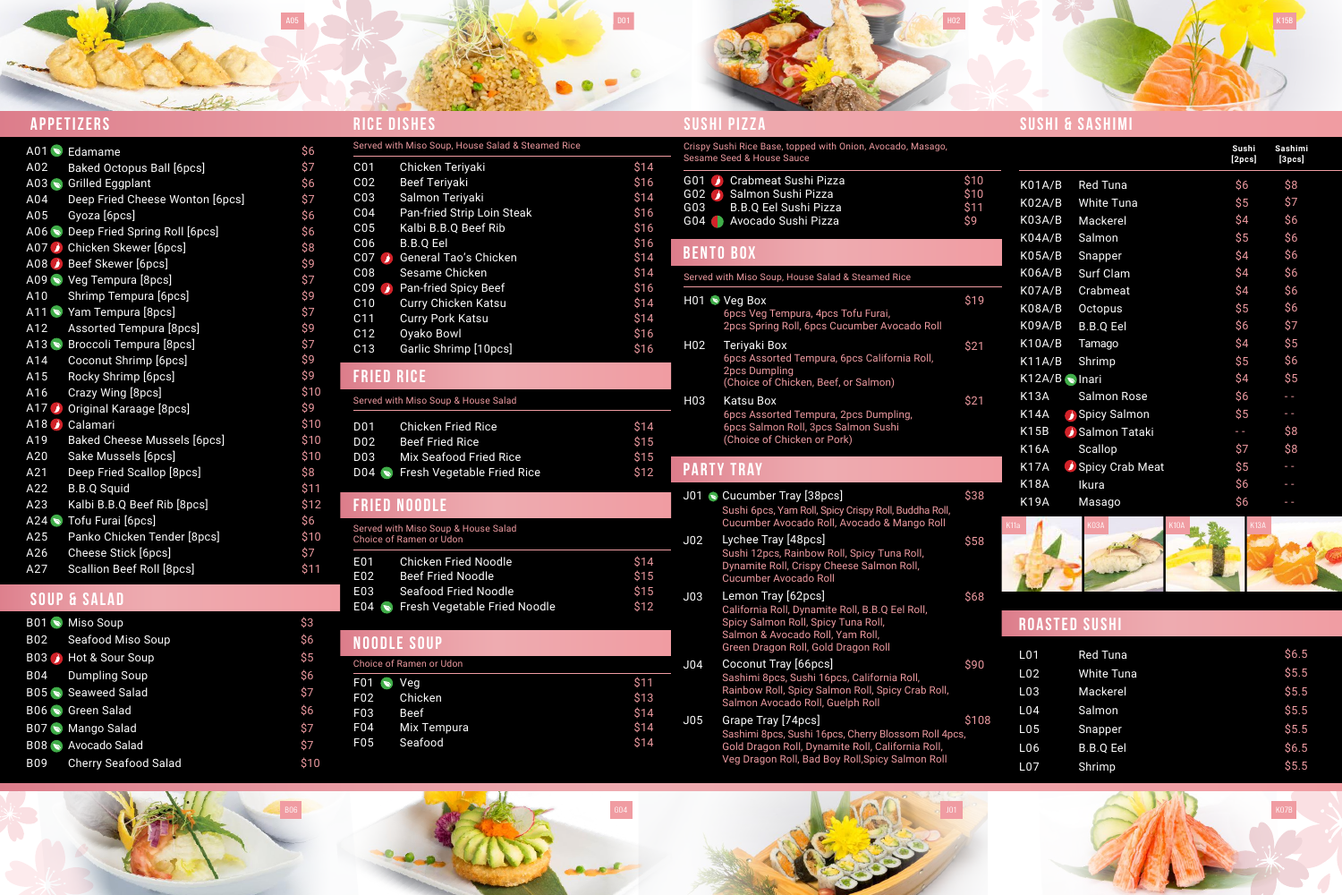## APPETIZERS

| | | |
|---|---|---|
| A01 | Edamame | $6 |
| A02 | Baked Octopus Ball [6pcs] | $7 |
| A03 | Grilled Eggplant | $6 |
| A04 | Deep Fried Cheese Wonton [6pcs] | $7 |
| A05 | Gyoza [6pcs] | $6 |
| A06 | Deep Fried Spring Roll [6pcs] | $6 |
| A07 | Chicken Skewer [6pcs] | $8 |
| A08 | Beef Skewer [6pcs] | $9 |
| A09 | Veg Tempura [8pcs] | $7 |
| A10 | Shrimp Tempura [6pcs] | $9 |
| A11 | Yam Tempura [8pcs] | $7 |
| A12 | Assorted Tempura [8pcs] | $9 |
| A13 | Broccoli Tempura [8pcs] | $7 |
| A14 | Coconut Shrimp [6pcs] | $9 |
| A15 | Rocky Shrimp [6pcs] | $9 |
| A16 | Crazy Wing [8pcs] | $10 |
| A17 | Original Karaage [8pcs] | $9 |
| A18 | Calamari | $10 |
| A19 | Baked Cheese Mussels [6pcs] | $10 |
| A20 | Sake Mussels [6pcs] | $10 |
| A21 | Deep Fried Scallop [8pcs] | $8 |
| A22 | B.B.Q Squid | $11 |
| A23 | Kalbi B.B.Q Beef Rib [8pcs] | $12 |
| A24 | Tofu Furai [6pcs] | $6 |
| A25 | Panko Chicken Tender [8pcs] | $10 |
| A26 | Cheese Stick [6pcs] | $7 |
| A27 | Scallion Beef Roll [8pcs] | $11 |

## SOUP & SALAD

| | | |
|---|---|---|
| B01 | Miso Soup | $3 |
| B02 | Seafood Miso Soup | $6 |
| B03 | Hot & Sour Soup | $5 |
| B04 | Dumpling Soup | $6 |
| B05 | Seaweed Salad | $7 |
| B06 | Green Salad | $6 |
| B07 | Mango Salad | $7 |
| B08 | Avocado Salad | $7 |
| B09 | Cherry Seafood Salad | $10 |

## RICE DISHES

Served with Miso Soup, House Salad & Steamed Rice

| | | |
|---|---|---|
| C01 | Chicken Teriyaki | $14 |
| C02 | Beef Teriyaki | $16 |
| C03 | Salmon Teriyaki | $14 |
| C04 | Pan-fried Strip Loin Steak | $16 |
| C05 | Kalbi B.B.Q Beef Rib | $16 |
| C06 | B.B.Q Eel | $16 |
| C07 | General Tao's Chicken | $14 |
| C08 | Sesame Chicken | $14 |
| C09 | Pan-fried Spicy Beef | $16 |
| C10 | Curry Chicken Katsu | $14 |
| C11 | Curry Pork Katsu | $14 |
| C12 | Oyako Bowl | $16 |
| C13 | Garlic Shrimp [10pcs] | $16 |

## FRIED RICE

Served with Miso Soup & House Salad

| | | |
|---|---|---|
| D01 | Chicken Fried Rice | $14 |
| D02 | Beef Fried Rice | $15 |
| D03 | Mix Seafood Fried Rice | $15 |
| D04 | Fresh Vegetable Fried Rice | $12 |

## FRIED NOODLE

Served with Miso Soup & House Salad
Choice of Ramen or Udon

| | | |
|---|---|---|
| E01 | Chicken Fried Noodle | $14 |
| E02 | Beef Fried Noodle | $15 |
| E03 | Seafood Fried Noodle | $15 |
| E04 | Fresh Vegetable Fried Noodle | $12 |

## NOODLE SOUP

Choice of Ramen or Udon

| | | |
|---|---|---|
| F01 | Veg | $11 |
| F02 | Chicken | $13 |
| F03 | Beef | $14 |
| F04 | Mix Tempura | $14 |
| F05 | Seafood | $14 |

## SUSHI PIZZA

Crispy Sushi Rice Base, topped with Onion, Avocado, Masago, Sesame Seed & House Sauce

| | | |
|---|---|---|
| G01 | Crabmeat Sushi Pizza | $10 |
| G02 | Salmon Sushi Pizza | $10 |
| G03 | B.B.Q Eel Sushi Pizza | $11 |
| G04 | Avocado Sushi Pizza | $9 |

## BENTO BOX

Served with Miso Soup, House Salad & Steamed Rice

**H01 Veg Box** — $19
6pcs Veg Tempura, 4pcs Tofu Furai, 2pcs Spring Roll, 6pcs Cucumber Avocado Roll

**H02 Teriyaki Box** — $21
6pcs Assorted Tempura, 6pcs California Roll, 2pcs Dumpling
(Choice of Chicken, Beef, or Salmon)

**H03 Katsu Box** — $21
6pcs Assorted Tempura, 2pcs Dumpling, 6pcs Salmon Roll, 3pcs Salmon Sushi
(Choice of Chicken or Pork)

## PARTY TRAY

**J01 Cucumber Tray [38pcs]** — $38
Sushi 6pcs, Yam Roll, Spicy Crispy Roll, Buddha Roll, Cucumber Avocado Roll, Avocado & Mango Roll

**J02 Lychee Tray [48pcs]** — $58
Sushi 12pcs, Rainbow Roll, Spicy Tuna Roll, Dynamite Roll, Crispy Cheese Salmon Roll, Cucumber Avocado Roll

**J03 Lemon Tray [62pcs]** — $68
California Roll, Dynamite Roll, B.B.Q Eel Roll, Spicy Salmon Roll, Spicy Tuna Roll, Salmon & Avocado Roll, Yam Roll, Green Dragon Roll, Gold Dragon Roll

**J04 Coconut Tray [66pcs]** — $90
Sashimi 8pcs, Sushi 16pcs, California Roll, Rainbow Roll, Spicy Salmon Roll, Spicy Crab Roll, Salmon Avocado Roll, Guelph Roll

**J05 Grape Tray [74pcs]** — $108
Sashimi 8pcs, Sushi 16pcs, Cherry Blossom Roll 4pcs, Gold Dragon Roll, Dynamite Roll, California Roll, Veg Dragon Roll, Bad Boy Roll,Spicy Salmon Roll

## SUSHI & SASHIMI

| | | Sushi [2pcs] | Sashimi [3pcs] |
|---|---|---|---|
| K01A/B | Red Tuna | $6 | $8 |
| K02A/B | White Tuna | $5 | $7 |
| K03A/B | Mackerel | $4 | $6 |
| K04A/B | Salmon | $5 | $6 |
| K05A/B | Snapper | $4 | $6 |
| K06A/B | Surf Clam | $4 | $6 |
| K07A/B | Crabmeat | $4 | $6 |
| K08A/B | Octopus | $5 | $6 |
| K09A/B | B.B.Q Eel | $6 | $7 |
| K10A/B | Tamago | $4 | $5 |
| K11A/B | Shrimp | $5 | $6 |
| K12A/B | Inari | $4 | $5 |
| K13A | Salmon Rose | $6 | - - |
| K14A | Spicy Salmon | $5 | - - |
| K15B | Salmon Tataki | - - | $8 |
| K16A | Scallop | $7 | $8 |
| K17A | Spicy Crab Meat | $5 | - - |
| K18A | Ikura | $6 | - - |
| K19A | Masago | $6 | - - |

## ROASTED SUSHI

| | | |
|---|---|---|
| L01 | Red Tuna | $6.5 |
| L02 | White Tuna | $5.5 |
| L03 | Mackerel | $5.5 |
| L04 | Salmon | $5.5 |
| L05 | Snapper | $5.5 |
| L06 | B.B.Q Eel | $6.5 |
| L07 | Shrimp | $5.5 |